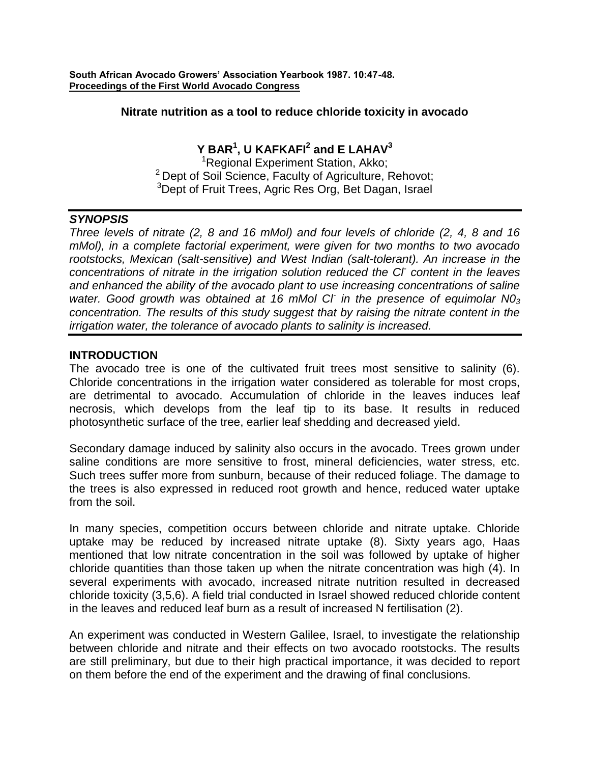**South African Avocado Growers' Association Yearbook 1987. 10:47-48.**
**Proceedings of the First World Avocado Congress**

# Nitrate nutrition as a tool to reduce chloride toxicity in avocado

**Y BAR[1], U KAFKAFI[2] and E LAHAV[3]**

[1]Regional Experiment Station, Akko;
[2] Dept of Soil Science, Faculty of Agriculture, Rehovot;
[3]Dept of Fruit Trees, Agric Res Org, Bet Dagan, Israel

---

## *SYNOPSIS*

*Three levels of nitrate (2, 8 and 16 mMol) and four levels of chloride (2, 4, 8 and 16 mMol), in a complete factorial experiment, were given for two months to two avocado rootstocks, Mexican (salt-sensitive) and West Indian (salt-tolerant). An increase in the concentrations of nitrate in the irrigation solution reduced the $Cl^-$ content in the leaves and enhanced the ability of the avocado plant to use increasing concentrations of saline water. Good growth was obtained at 16 mMol $Cl^-$ in the presence of equimolar $N0_3$ concentration. The results of this study suggest that by raising the nitrate content in the irrigation water, the tolerance of avocado plants to salinity is increased.*

---

## INTRODUCTION

The avocado tree is one of the cultivated fruit trees most sensitive to salinity (6). Chloride concentrations in the irrigation water considered as tolerable for most crops, are detrimental to avocado. Accumulation of chloride in the leaves induces leaf necrosis, which develops from the leaf tip to its base. It results in reduced photosynthetic surface of the tree, earlier leaf shedding and decreased yield.

Secondary damage induced by salinity also occurs in the avocado. Trees grown under saline conditions are more sensitive to frost, mineral deficiencies, water stress, etc. Such trees suffer more from sunburn, because of their reduced foliage. The damage to the trees is also expressed in reduced root growth and hence, reduced water uptake from the soil.

In many species, competition occurs between chloride and nitrate uptake. Chloride uptake may be reduced by increased nitrate uptake (8). Sixty years ago, Haas mentioned that low nitrate concentration in the soil was followed by uptake of higher chloride quantities than those taken up when the nitrate concentration was high (4). In several experiments with avocado, increased nitrate nutrition resulted in decreased chloride toxicity (3,5,6). A field trial conducted in Israel showed reduced chloride content in the leaves and reduced leaf burn as a result of increased N fertilisation (2).

An experiment was conducted in Western Galilee, Israel, to investigate the relationship between chloride and nitrate and their effects on two avocado rootstocks. The results are still preliminary, but due to their high practical importance, it was decided to report on them before the end of the experiment and the drawing of final conclusions.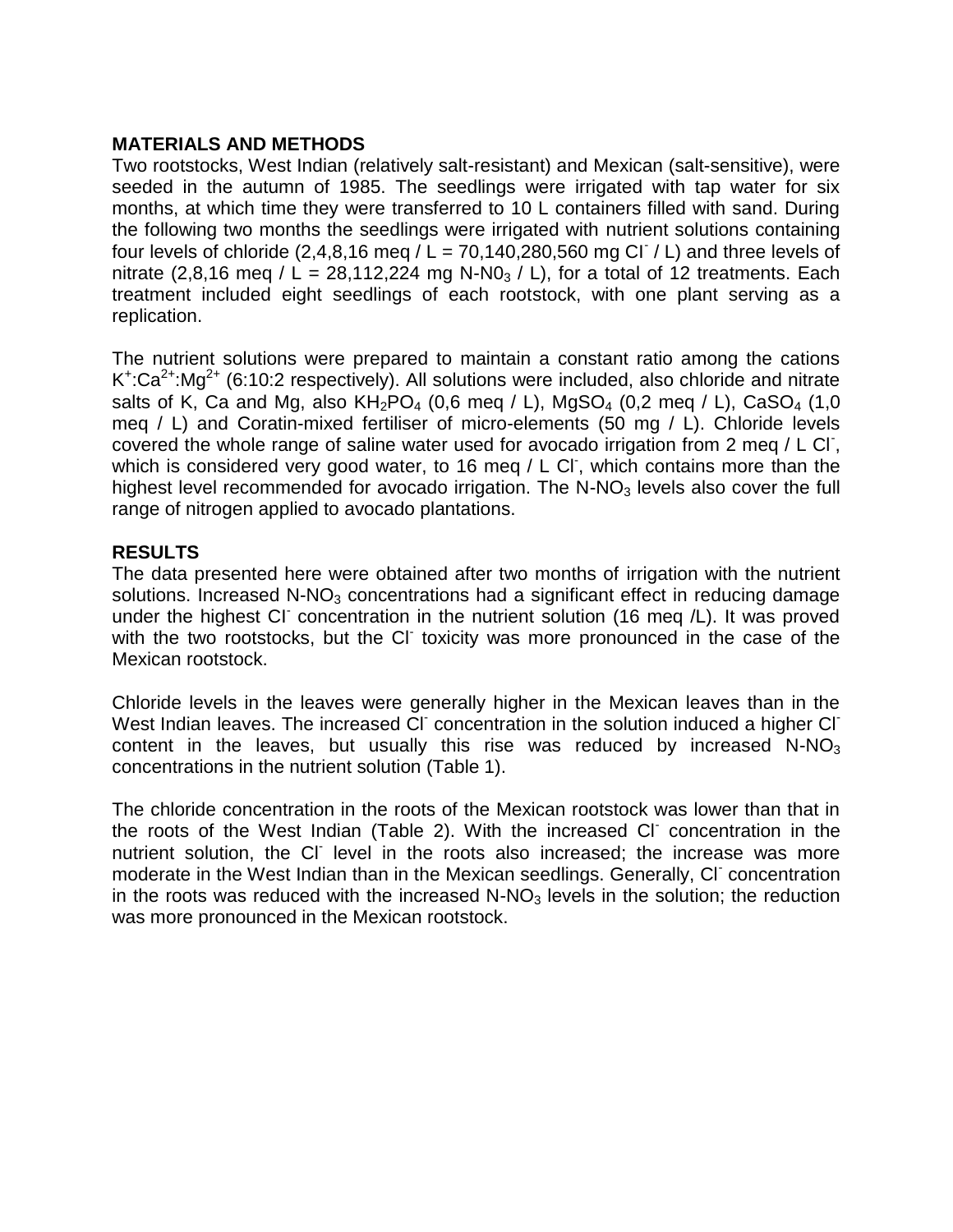## MATERIALS AND METHODS

Two rootstocks, West Indian (relatively salt-resistant) and Mexican (salt-sensitive), were seeded in the autumn of 1985. The seedlings were irrigated with tap water for six months, at which time they were transferred to 10 L containers filled with sand. During the following two months the seedlings were irrigated with nutrient solutions containing four levels of chloride (2,4,8,16 meq / L = 70,140,280,560 mg $Cl^-$ / L) and three levels of nitrate (2,8,16 meq / L = 28,112,224 mg N-$N0_3$ / L), for a total of 12 treatments. Each treatment included eight seedlings of each rootstock, with one plant serving as a replication.

The nutrient solutions were prepared to maintain a constant ratio among the cations $K^+$:$Ca^{2+}$:$Mg^{2+}$ (6:10:2 respectively). All solutions were included, also chloride and nitrate salts of K, Ca and Mg, also $KH_2PO_4$ (0,6 meq / L), $MgSO_4$ (0,2 meq / L), $CaSO_4$ (1,0 meq / L) and Coratin-mixed fertiliser of micro-elements (50 mg / L). Chloride levels covered the whole range of saline water used for avocado irrigation from 2 meq / L $Cl^-$, which is considered very good water, to 16 meq / L $Cl^-$, which contains more than the highest level recommended for avocado irrigation. The N-$NO_3$ levels also cover the full range of nitrogen applied to avocado plantations.

## RESULTS

The data presented here were obtained after two months of irrigation with the nutrient solutions. Increased N-$NO_3$ concentrations had a significant effect in reducing damage under the highest $Cl^-$ concentration in the nutrient solution (16 meq /L). It was proved with the two rootstocks, but the $Cl^-$ toxicity was more pronounced in the case of the Mexican rootstock.

Chloride levels in the leaves were generally higher in the Mexican leaves than in the West Indian leaves. The increased $Cl^-$ concentration in the solution induced a higher $Cl^-$ content in the leaves, but usually this rise was reduced by increased N-$NO_3$ concentrations in the nutrient solution (Table 1).

The chloride concentration in the roots of the Mexican rootstock was lower than that in the roots of the West Indian (Table 2). With the increased $Cl^-$ concentration in the nutrient solution, the $Cl^-$ level in the roots also increased; the increase was more moderate in the West Indian than in the Mexican seedlings. Generally, $Cl^-$ concentration in the roots was reduced with the increased N-$NO_3$ levels in the solution; the reduction was more pronounced in the Mexican rootstock.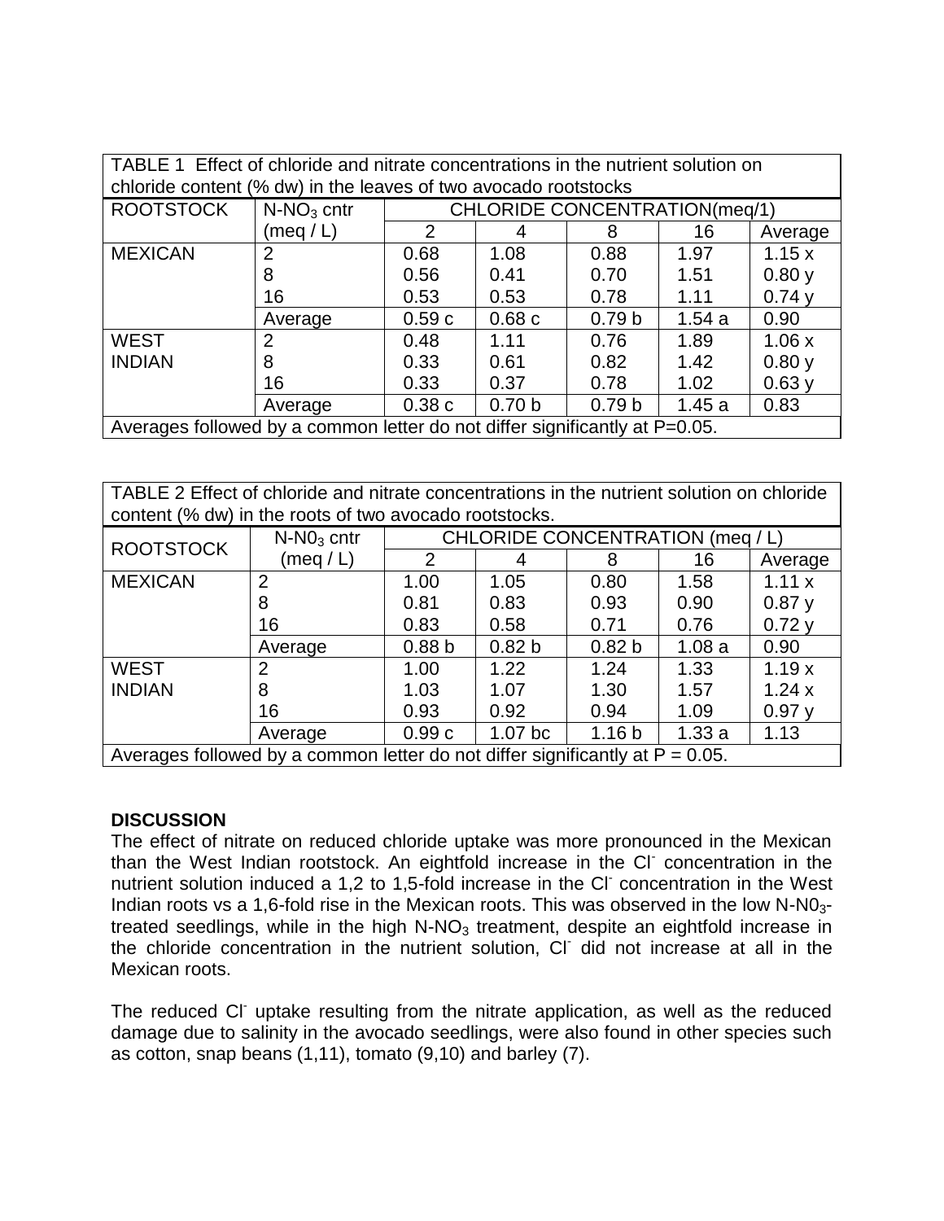TABLE 1 Effect of chloride and nitrate concentrations in the nutrient solution on chloride content (% dw) in the leaves of two avocado rootstocks

| ROOTSTOCK | $N\text{-}NO_3$ cntr (meq / L) | CHLORIDE CONCENTRATION(meq/1) | | | | |
|---|---|---|---|---|---|---|
| | | 2 | 4 | 8 | 16 | Average |
| MEXICAN | 2 | 0.68 | 1.08 | 0.88 | 1.97 | 1.15 x |
| | 8 | 0.56 | 0.41 | 0.70 | 1.51 | 0.80 y |
| | 16 | 0.53 | 0.53 | 0.78 | 1.11 | 0.74 y |
| | Average | 0.59 c | 0.68 c | 0.79 b | 1.54 a | 0.90 |
| WEST INDIAN | 2 | 0.48 | 1.11 | 0.76 | 1.89 | 1.06 x |
| | 8 | 0.33 | 0.61 | 0.82 | 1.42 | 0.80 y |
| | 16 | 0.33 | 0.37 | 0.78 | 1.02 | 0.63 y |
| | Average | 0.38 c | 0.70 b | 0.79 b | 1.45 a | 0.83 |

Averages followed by a common letter do not differ significantly at P=0.05.

TABLE 2 Effect of chloride and nitrate concentrations in the nutrient solution on chloride content (% dw) in the roots of two avocado rootstocks.

| ROOTSTOCK | $N\text{-}N0_3$ cntr (meq / L) | CHLORIDE CONCENTRATION (meq / L) | | | | |
|---|---|---|---|---|---|---|
| | | 2 | 4 | 8 | 16 | Average |
| MEXICAN | 2 | 1.00 | 1.05 | 0.80 | 1.58 | 1.11 x |
| | 8 | 0.81 | 0.83 | 0.93 | 0.90 | 0.87 y |
| | 16 | 0.83 | 0.58 | 0.71 | 0.76 | 0.72 y |
| | Average | 0.88 b | 0.82 b | 0.82 b | 1.08 a | 0.90 |
| WEST INDIAN | 2 | 1.00 | 1.22 | 1.24 | 1.33 | 1.19 x |
| | 8 | 1.03 | 1.07 | 1.30 | 1.57 | 1.24 x |
| | 16 | 0.93 | 0.92 | 0.94 | 1.09 | 0.97 y |
| | Average | 0.99 c | 1.07 bc | 1.16 b | 1.33 a | 1.13 |

Averages followed by a common letter do not differ significantly at P = 0.05.

**DISCUSSION**

The effect of nitrate on reduced chloride uptake was more pronounced in the Mexican than the West Indian rootstock. An eightfold increase in the $Cl^-$ concentration in the nutrient solution induced a 1,2 to 1,5-fold increase in the $Cl^-$ concentration in the West Indian roots vs a 1,6-fold rise in the Mexican roots. This was observed in the low $N\text{-}N0_3$-treated seedlings, while in the high $N\text{-}NO_3$ treatment, despite an eightfold increase in the chloride concentration in the nutrient solution, $Cl^-$ did not increase at all in the Mexican roots.

The reduced $Cl^-$ uptake resulting from the nitrate application, as well as the reduced damage due to salinity in the avocado seedlings, were also found in other species such as cotton, snap beans (1,11), tomato (9,10) and barley (7).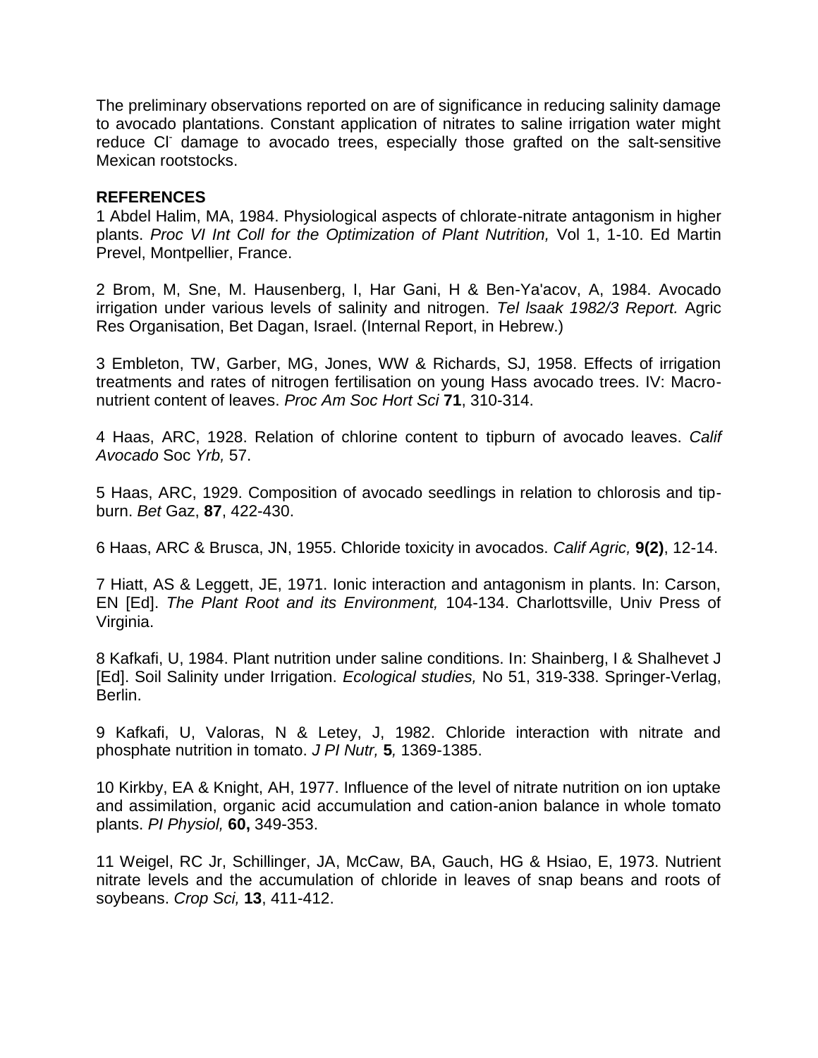The preliminary observations reported on are of significance in reducing salinity damage to avocado plantations. Constant application of nitrates to saline irrigation water might reduce $Cl^-$ damage to avocado trees, especially those grafted on the salt-sensitive Mexican rootstocks.

## REFERENCES

1 Abdel Halim, MA, 1984. Physiological aspects of chlorate-nitrate antagonism in higher plants. *Proc VI Int Coll for the Optimization of Plant Nutrition,* Vol 1, 1-10. Ed Martin Prevel, Montpellier, France.

2 Brom, M, Sne, M. Hausenberg, I, Har Gani, H & Ben-Ya'acov, A, 1984. Avocado irrigation under various levels of salinity and nitrogen. *Tel lsaak 1982/3 Report.* Agric Res Organisation, Bet Dagan, Israel. (Internal Report, in Hebrew.)

3 Embleton, TW, Garber, MG, Jones, WW & Richards, SJ, 1958. Effects of irrigation treatments and rates of nitrogen fertilisation on young Hass avocado trees. IV: Macro-nutrient content of leaves. *Proc Am Soc Hort Sci* **71**, 310-314.

4 Haas, ARC, 1928. Relation of chlorine content to tipburn of avocado leaves. *Calif Avocado* Soc *Yrb,* 57.

5 Haas, ARC, 1929. Composition of avocado seedlings in relation to chlorosis and tip-burn. *Bet* Gaz, **87**, 422-430.

6 Haas, ARC & Brusca, JN, 1955. Chloride toxicity in avocados. *Calif Agric,* **9(2)**, 12-14.

7 Hiatt, AS & Leggett, JE, 1971. Ionic interaction and antagonism in plants. In: Carson, EN [Ed]. *The Plant Root and its Environment,* 104-134. Charlottsville, Univ Press of Virginia.

8 Kafkafi, U, 1984. Plant nutrition under saline conditions. In: Shainberg, I & Shalhevet J [Ed]. Soil Salinity under Irrigation. *Ecological studies,* No 51, 319-338. Springer-Verlag, Berlin.

9 Kafkafi, U, Valoras, N & Letey, J, 1982. Chloride interaction with nitrate and phosphate nutrition in tomato. *J Pl Nutr,* **5***,* 1369-1385.

10 Kirkby, EA & Knight, AH, 1977. Influence of the level of nitrate nutrition on ion uptake and assimilation, organic acid accumulation and cation-anion balance in whole tomato plants. *Pl Physiol,* **60,** 349-353.

11 Weigel, RC Jr, Schillinger, JA, McCaw, BA, Gauch, HG & Hsiao, E, 1973. Nutrient nitrate levels and the accumulation of chloride in leaves of snap beans and roots of soybeans. *Crop Sci,* **13**, 411-412.